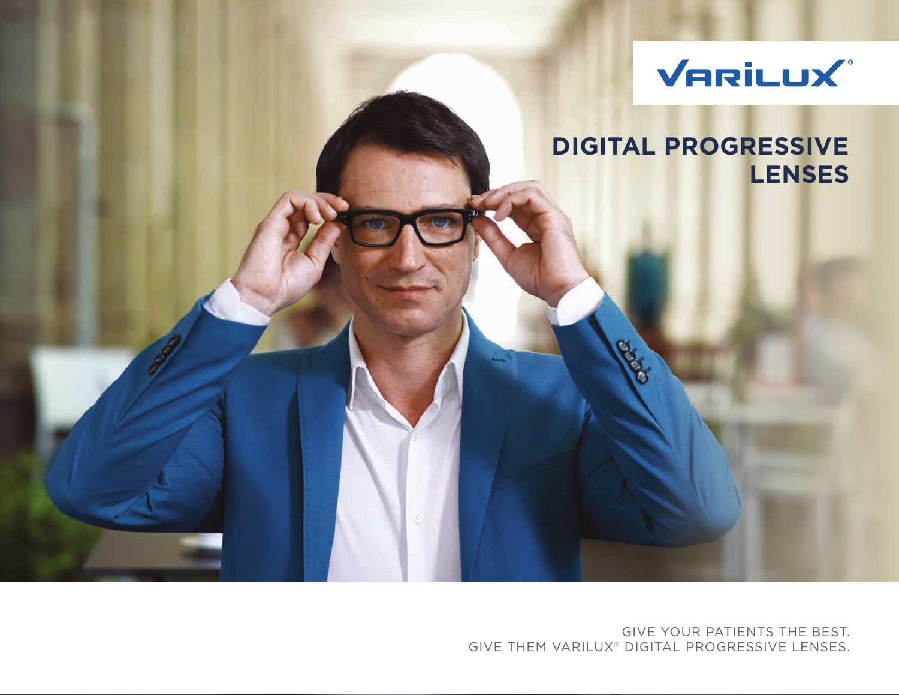VARILUX®

# DIGITAL PROGRESSIVE LENSES

GIVE YOUR PATIENTS THE BEST.
GIVE THEM VARILUX® DIGITAL PROGRESSIVE LENSES.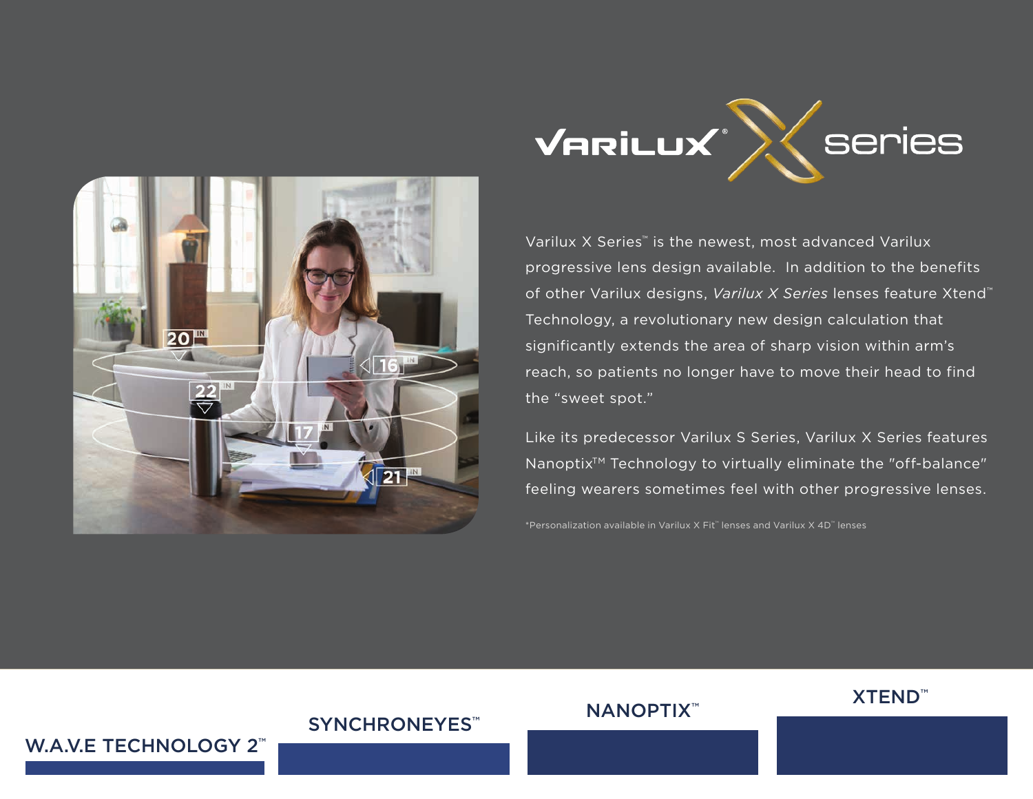# Varilux® X series

Varilux X Series™ is the newest, most advanced Varilux progressive lens design available. In addition to the benefits of other Varilux designs, *Varilux X Series* lenses feature Xtend™ Technology, a revolutionary new design calculation that significantly extends the area of sharp vision within arm's reach, so patients no longer have to move their head to find the "sweet spot."

Like its predecessor Varilux S Series, Varilux X Series features Nanoptix™ Technology to virtually eliminate the "off-balance" feeling wearers sometimes feel with other progressive lenses.

*Personalization available in Varilux X Fit™ lenses and Varilux X 4D™ lenses

W.A.V.E TECHNOLOGY 2™

SYNCHRONEYES™

NANOPTIX™

XTEND™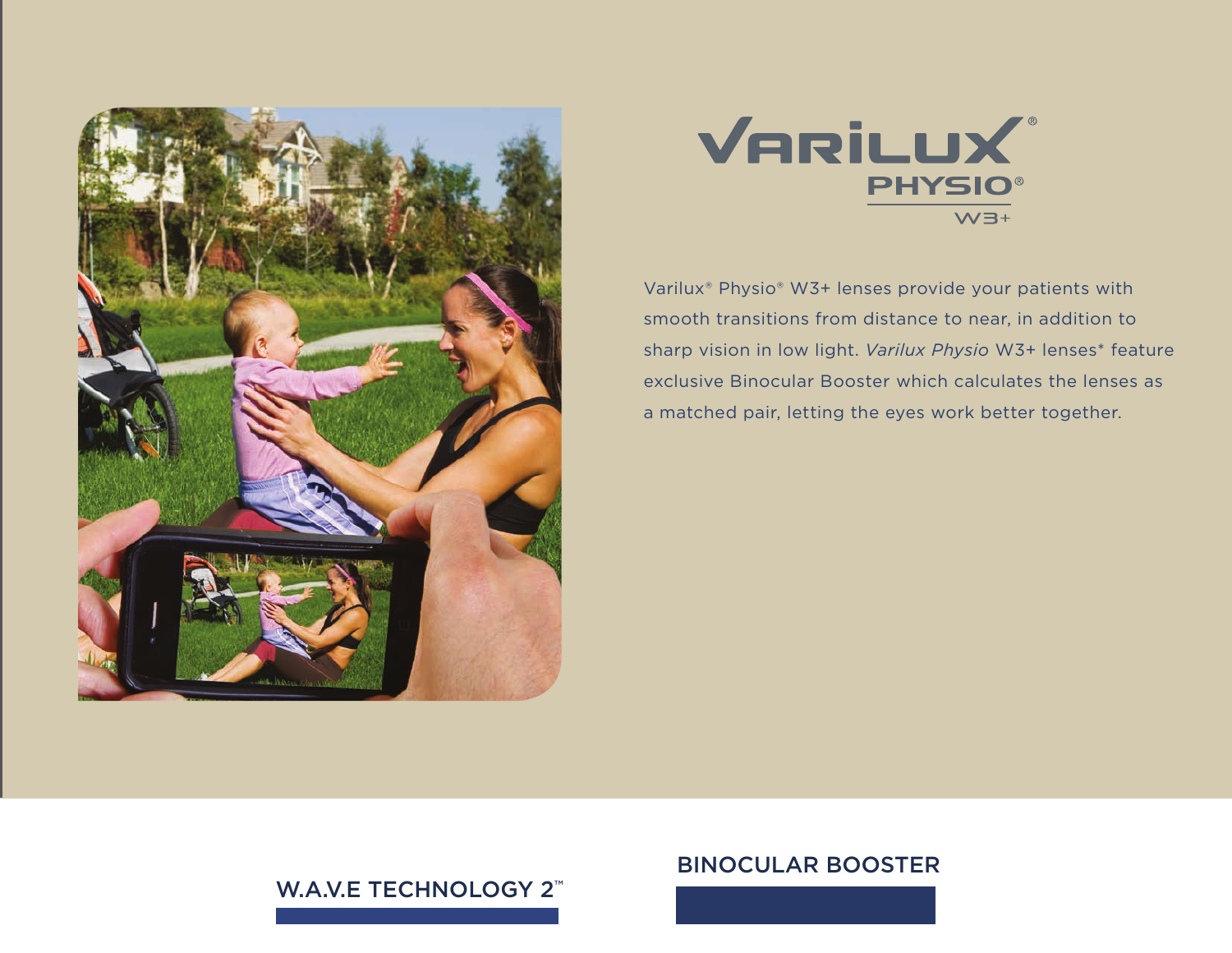# Varilux® Physio® W3+

Varilux® Physio® W3+ lenses provide your patients with smooth transitions from distance to near, in addition to sharp vision in low light. *Varilux Physio* W3+ lenses* feature exclusive Binocular Booster which calculates the lenses as a matched pair, letting the eyes work better together.

## W.A.V.E TECHNOLOGY 2™

## BINOCULAR BOOSTER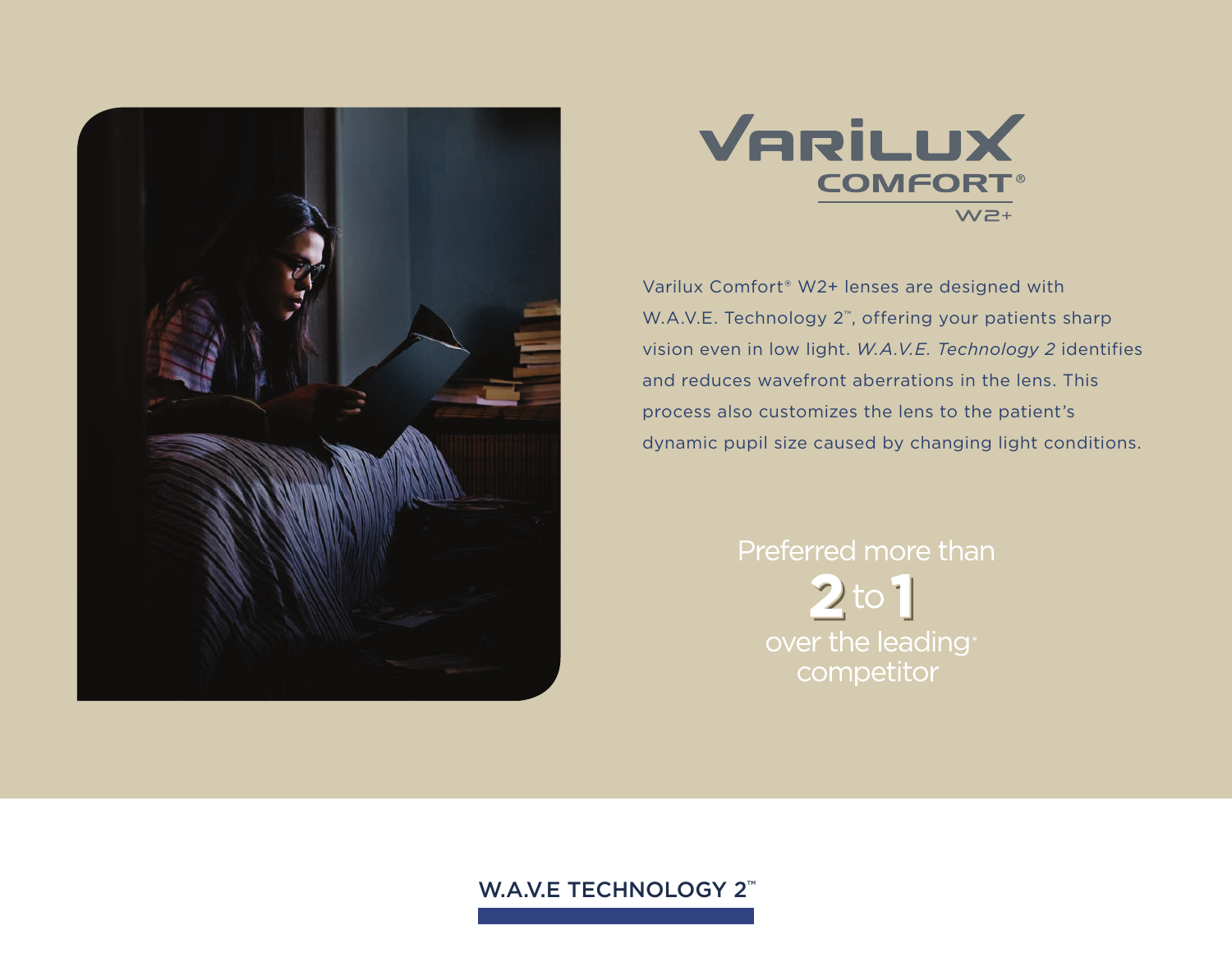# VARILUX COMFORT® W2+

Varilux Comfort® W2+ lenses are designed with W.A.V.E. Technology 2™, offering your patients sharp vision even in low light. *W.A.V.E. Technology 2* identifies and reduces wavefront aberrations in the lens. This process also customizes the lens to the patient's dynamic pupil size caused by changing light conditions.

Preferred more than
**2** to **1**
over the leading* competitor

## W.A.V.E TECHNOLOGY 2™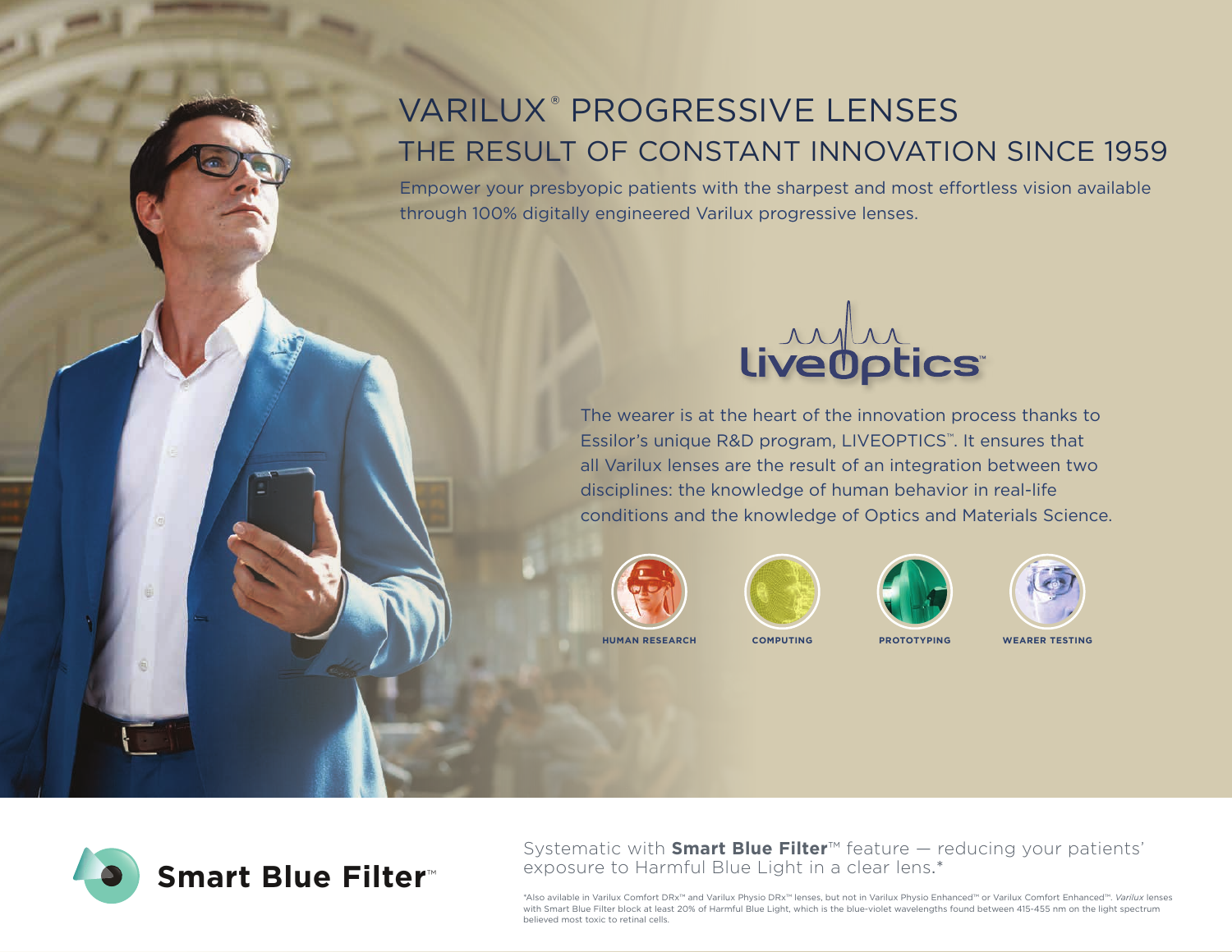# VARILUX® PROGRESSIVE LENSES

## THE RESULT OF CONSTANT INNOVATION SINCE 1959

Empower your presbyopic patients with the sharpest and most effortless vision available through 100% digitally engineered Varilux progressive lenses.

**liveOptics™**

The wearer is at the heart of the innovation process thanks to Essilor's unique R&D program, LIVEOPTICS™. It ensures that all Varilux lenses are the result of an integration between two disciplines: the knowledge of human behavior in real-life conditions and the knowledge of Optics and Materials Science.

**HUMAN RESEARCH** | **COMPUTING** | **PROTOTYPING** | **WEARER TESTING**

**Smart Blue Filter™**

Systematic with **Smart Blue Filter**™ feature — reducing your patients' exposure to Harmful Blue Light in a clear lens.*

*Also avilable in Varilux Comfort DRx™ and Varilux Physio DRx™ lenses, but not in Varilux Physio Enhanced™ or Varilux Comfort Enhanced™. *Varilux* lenses with Smart Blue Filter block at least 20% of Harmful Blue Light, which is the blue-violet wavelengths found between 415-455 nm on the light spectrum believed most toxic to retinal cells.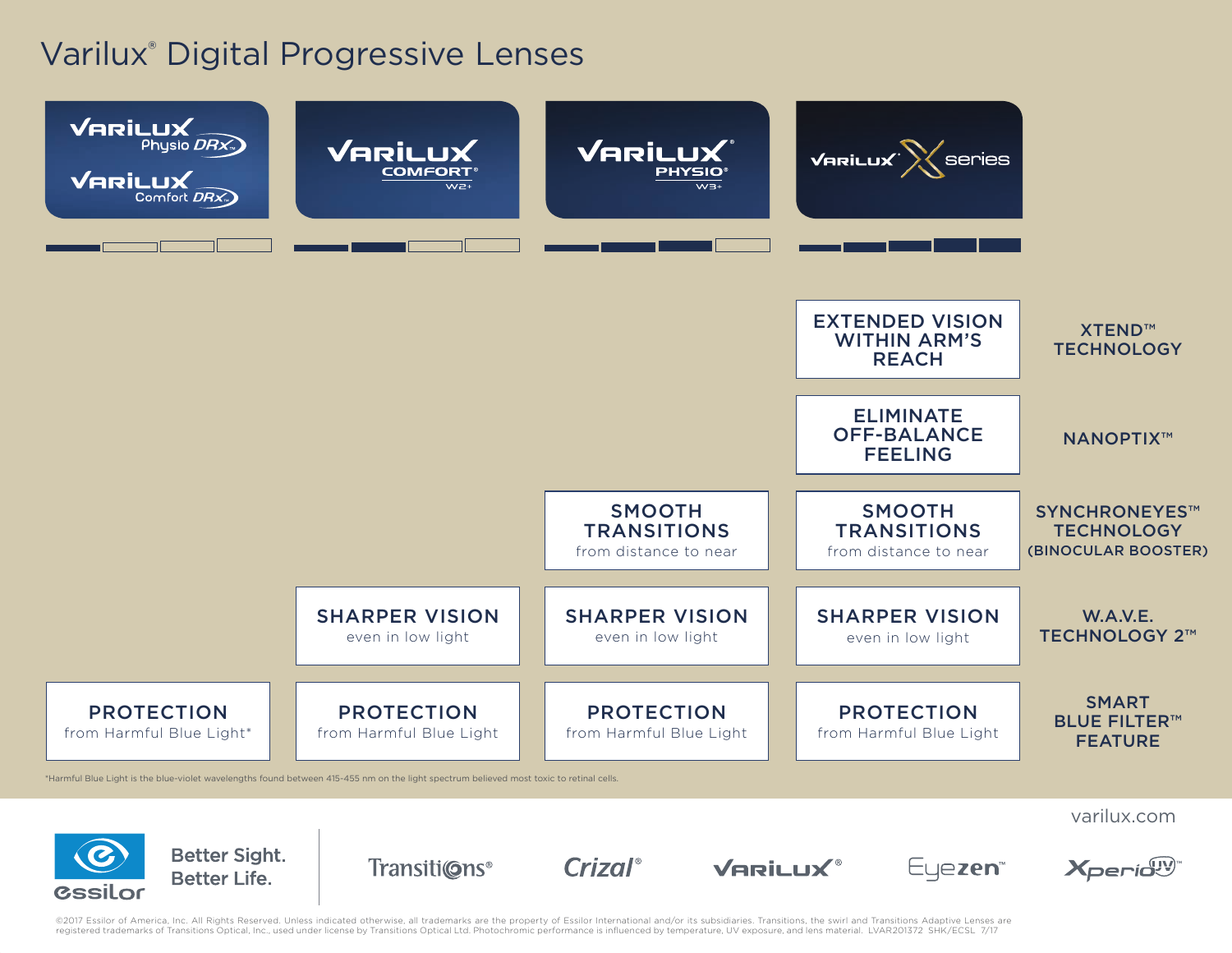# Varilux® Digital Progressive Lenses

| Varilux Physio DRx / Varilux Comfort DRx | Varilux Comfort W2+ | Varilux Physio W3+ | Varilux X series | |
|---|---|---|---|---|
| | | | EXTENDED VISION WITHIN ARM'S REACH | XTEND™ TECHNOLOGY |
| | | | ELIMINATE OFF-BALANCE FEELING | NANOPTIX™ |
| | | SMOOTH TRANSITIONS from distance to near | SMOOTH TRANSITIONS from distance to near | SYNCHRONEYES™ TECHNOLOGY (BINOCULAR BOOSTER) |
| | SHARPER VISION even in low light | SHARPER VISION even in low light | SHARPER VISION even in low light | W.A.V.E. TECHNOLOGY 2™ |
| PROTECTION from Harmful Blue Light* | PROTECTION from Harmful Blue Light | PROTECTION from Harmful Blue Light | PROTECTION from Harmful Blue Light | SMART BLUE FILTER™ FEATURE |

*Harmful Blue Light is the blue-violet wavelengths found between 415-455 nm on the light spectrum believed most toxic to retinal cells.

varilux.com

essilor — Better Sight. Better Life.

Transitions® Crizal® Varilux® Eyezen™ Xperio UV™

©2017 Essilor of America, Inc. All Rights Reserved. Unless indicated otherwise, all trademarks are the property of Essilor International and/or its subsidiaries. Transitions, the swirl and Transitions Adaptive Lenses are registered trademarks of Transitions Optical, Inc., used under license by Transitions Optical Ltd. Photochromic performance is influenced by temperature, UV exposure, and lens material. LVAR201372 SHK/ECSL 7/17